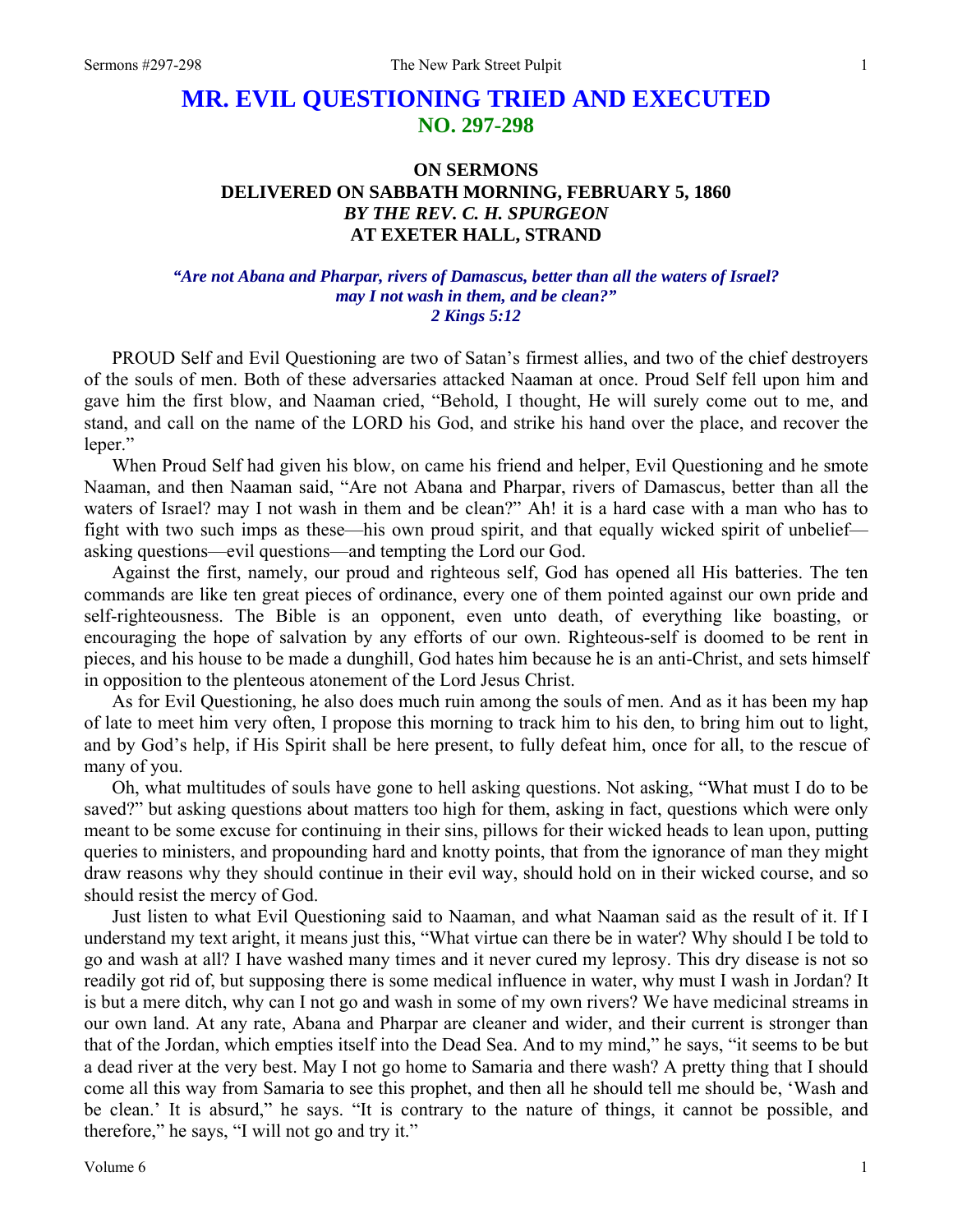# MR. EVIL QUESTIONING TRIED AND EXECUTED
## NO. 297-298

### ON SERMONS
### DELIVERED ON SABBATH MORNING, FEBRUARY 5, 1860
### *BY THE REV. C. H. SPURGEON*
### AT EXETER HALL, STRAND

***"Are not Abana and Pharpar, rivers of Damascus, better than all the waters of Israel? may I not wash in them, and be clean?"***
***2 Kings 5:12***

PROUD Self and Evil Questioning are two of Satan's firmest allies, and two of the chief destroyers of the souls of men. Both of these adversaries attacked Naaman at once. Proud Self fell upon him and gave him the first blow, and Naaman cried, "Behold, I thought, He will surely come out to me, and stand, and call on the name of the LORD his God, and strike his hand over the place, and recover the leper."

When Proud Self had given his blow, on came his friend and helper, Evil Questioning and he smote Naaman, and then Naaman said, "Are not Abana and Pharpar, rivers of Damascus, better than all the waters of Israel? may I not wash in them and be clean?" Ah! it is a hard case with a man who has to fight with two such imps as these—his own proud spirit, and that equally wicked spirit of unbelief—asking questions—evil questions—and tempting the Lord our God.

Against the first, namely, our proud and righteous self, God has opened all His batteries. The ten commands are like ten great pieces of ordinance, every one of them pointed against our own pride and self-righteousness. The Bible is an opponent, even unto death, of everything like boasting, or encouraging the hope of salvation by any efforts of our own. Righteous-self is doomed to be rent in pieces, and his house to be made a dunghill, God hates him because he is an anti-Christ, and sets himself in opposition to the plenteous atonement of the Lord Jesus Christ.

As for Evil Questioning, he also does much ruin among the souls of men. And as it has been my hap of late to meet him very often, I propose this morning to track him to his den, to bring him out to light, and by God's help, if His Spirit shall be here present, to fully defeat him, once for all, to the rescue of many of you.

Oh, what multitudes of souls have gone to hell asking questions. Not asking, "What must I do to be saved?" but asking questions about matters too high for them, asking in fact, questions which were only meant to be some excuse for continuing in their sins, pillows for their wicked heads to lean upon, putting queries to ministers, and propounding hard and knotty points, that from the ignorance of man they might draw reasons why they should continue in their evil way, should hold on in their wicked course, and so should resist the mercy of God.

Just listen to what Evil Questioning said to Naaman, and what Naaman said as the result of it. If I understand my text aright, it means just this, "What virtue can there be in water? Why should I be told to go and wash at all? I have washed many times and it never cured my leprosy. This dry disease is not so readily got rid of, but supposing there is some medical influence in water, why must I wash in Jordan? It is but a mere ditch, why can I not go and wash in some of my own rivers? We have medicinal streams in our own land. At any rate, Abana and Pharpar are cleaner and wider, and their current is stronger than that of the Jordan, which empties itself into the Dead Sea. And to my mind," he says, "it seems to be but a dead river at the very best. May I not go home to Samaria and there wash? A pretty thing that I should come all this way from Samaria to see this prophet, and then all he should tell me should be, 'Wash and be clean.' It is absurd," he says. "It is contrary to the nature of things, it cannot be possible, and therefore," he says, "I will not go and try it."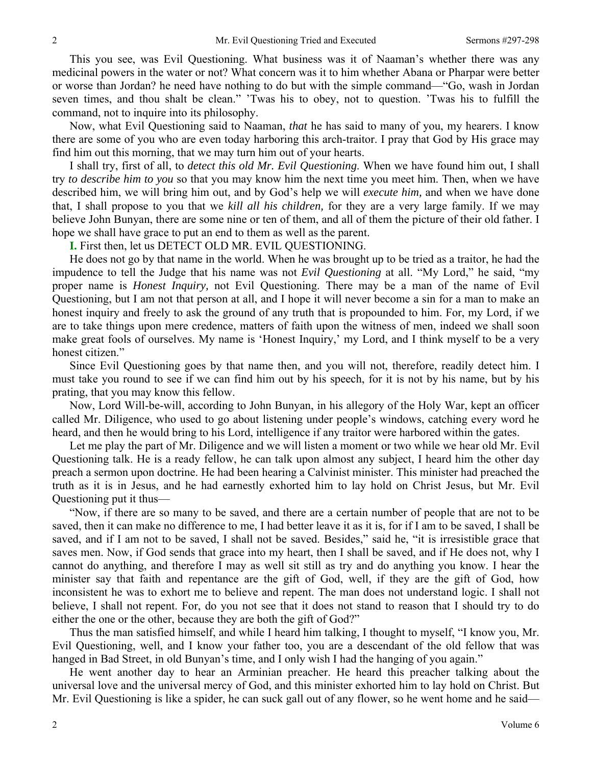This you see, was Evil Questioning. What business was it of Naaman's whether there was any medicinal powers in the water or not? What concern was it to him whether Abana or Pharpar were better or worse than Jordan? he need have nothing to do but with the simple command—"Go, wash in Jordan seven times, and thou shalt be clean." 'Twas his to obey, not to question. 'Twas his to fulfill the command, not to inquire into its philosophy.

Now, what Evil Questioning said to Naaman, *that* he has said to many of you, my hearers. I know there are some of you who are even today harboring this arch-traitor. I pray that God by His grace may find him out this morning, that we may turn him out of your hearts.

I shall try, first of all, to *detect this old Mr. Evil Questioning.* When we have found him out, I shall try *to describe him to you* so that you may know him the next time you meet him. Then, when we have described him, we will bring him out, and by God's help we will *execute him,* and when we have done that, I shall propose to you that we *kill all his children,* for they are a very large family. If we may believe John Bunyan, there are some nine or ten of them, and all of them the picture of their old father. I hope we shall have grace to put an end to them as well as the parent.

**I.** First then, let us DETECT OLD MR. EVIL QUESTIONING.

He does not go by that name in the world. When he was brought up to be tried as a traitor, he had the impudence to tell the Judge that his name was not *Evil Questioning* at all. "My Lord," he said, "my proper name is *Honest Inquiry,* not Evil Questioning. There may be a man of the name of Evil Questioning, but I am not that person at all, and I hope it will never become a sin for a man to make an honest inquiry and freely to ask the ground of any truth that is propounded to him. For, my Lord, if we are to take things upon mere credence, matters of faith upon the witness of men, indeed we shall soon make great fools of ourselves. My name is 'Honest Inquiry,' my Lord, and I think myself to be a very honest citizen."

Since Evil Questioning goes by that name then, and you will not, therefore, readily detect him. I must take you round to see if we can find him out by his speech, for it is not by his name, but by his prating, that you may know this fellow.

Now, Lord Will-be-will, according to John Bunyan, in his allegory of the Holy War, kept an officer called Mr. Diligence, who used to go about listening under people's windows, catching every word he heard, and then he would bring to his Lord, intelligence if any traitor were harbored within the gates.

Let me play the part of Mr. Diligence and we will listen a moment or two while we hear old Mr. Evil Questioning talk. He is a ready fellow, he can talk upon almost any subject, I heard him the other day preach a sermon upon doctrine. He had been hearing a Calvinist minister. This minister had preached the truth as it is in Jesus, and he had earnestly exhorted him to lay hold on Christ Jesus, but Mr. Evil Questioning put it thus—

"Now, if there are so many to be saved, and there are a certain number of people that are not to be saved, then it can make no difference to me, I had better leave it as it is, for if I am to be saved, I shall be saved, and if I am not to be saved, I shall not be saved. Besides," said he, "it is irresistible grace that saves men. Now, if God sends that grace into my heart, then I shall be saved, and if He does not, why I cannot do anything, and therefore I may as well sit still as try and do anything you know. I hear the minister say that faith and repentance are the gift of God, well, if they are the gift of God, how inconsistent he was to exhort me to believe and repent. The man does not understand logic. I shall not believe, I shall not repent. For, do you not see that it does not stand to reason that I should try to do either the one or the other, because they are both the gift of God?"

Thus the man satisfied himself, and while I heard him talking, I thought to myself, "I know you, Mr. Evil Questioning, well, and I know your father too, you are a descendant of the old fellow that was hanged in Bad Street, in old Bunyan's time, and I only wish I had the hanging of you again."

He went another day to hear an Arminian preacher. He heard this preacher talking about the universal love and the universal mercy of God, and this minister exhorted him to lay hold on Christ. But Mr. Evil Questioning is like a spider, he can suck gall out of any flower, so he went home and he said—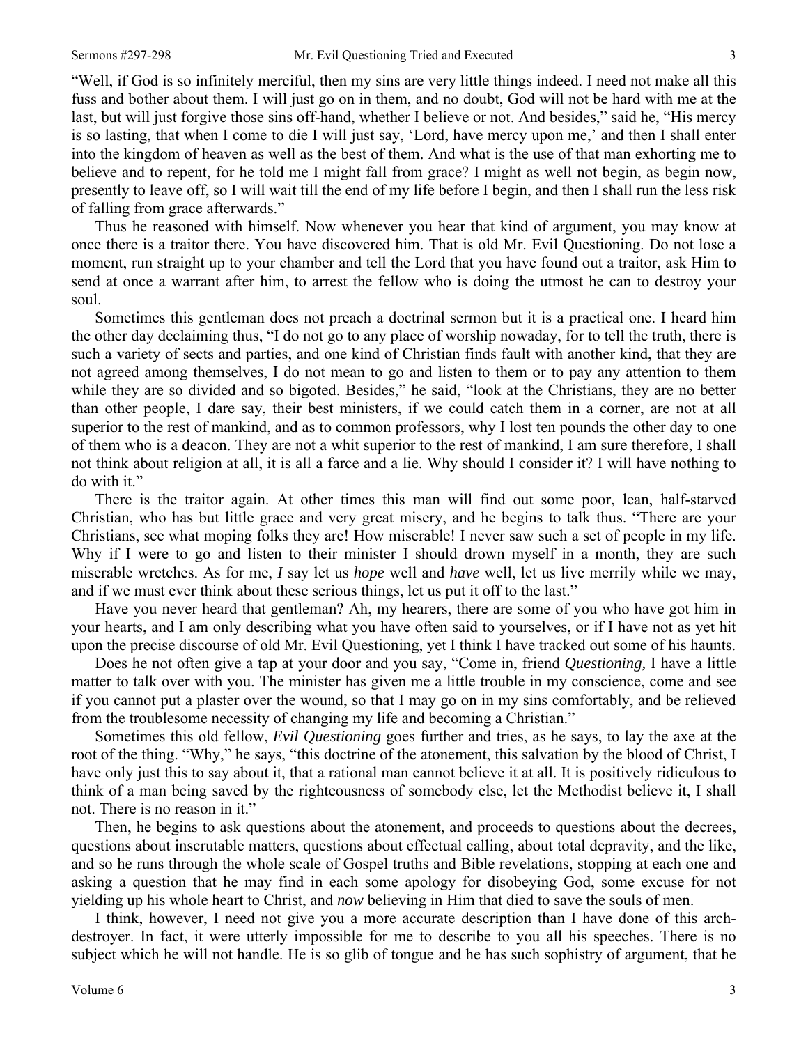"Well, if God is so infinitely merciful, then my sins are very little things indeed. I need not make all this fuss and bother about them. I will just go on in them, and no doubt, God will not be hard with me at the last, but will just forgive those sins off-hand, whether I believe or not. And besides," said he, "His mercy is so lasting, that when I come to die I will just say, 'Lord, have mercy upon me,' and then I shall enter into the kingdom of heaven as well as the best of them. And what is the use of that man exhorting me to believe and to repent, for he told me I might fall from grace? I might as well not begin, as begin now, presently to leave off, so I will wait till the end of my life before I begin, and then I shall run the less risk of falling from grace afterwards."

Thus he reasoned with himself. Now whenever you hear that kind of argument, you may know at once there is a traitor there. You have discovered him. That is old Mr. Evil Questioning. Do not lose a moment, run straight up to your chamber and tell the Lord that you have found out a traitor, ask Him to send at once a warrant after him, to arrest the fellow who is doing the utmost he can to destroy your soul.

Sometimes this gentleman does not preach a doctrinal sermon but it is a practical one. I heard him the other day declaiming thus, "I do not go to any place of worship nowaday, for to tell the truth, there is such a variety of sects and parties, and one kind of Christian finds fault with another kind, that they are not agreed among themselves, I do not mean to go and listen to them or to pay any attention to them while they are so divided and so bigoted. Besides," he said, "look at the Christians, they are no better than other people, I dare say, their best ministers, if we could catch them in a corner, are not at all superior to the rest of mankind, and as to common professors, why I lost ten pounds the other day to one of them who is a deacon. They are not a whit superior to the rest of mankind, I am sure therefore, I shall not think about religion at all, it is all a farce and a lie. Why should I consider it? I will have nothing to do with it."

There is the traitor again. At other times this man will find out some poor, lean, half-starved Christian, who has but little grace and very great misery, and he begins to talk thus. "There are your Christians, see what moping folks they are! How miserable! I never saw such a set of people in my life. Why if I were to go and listen to their minister I should drown myself in a month, they are such miserable wretches. As for me, *I* say let us *hope* well and *have* well, let us live merrily while we may, and if we must ever think about these serious things, let us put it off to the last."

Have you never heard that gentleman? Ah, my hearers, there are some of you who have got him in your hearts, and I am only describing what you have often said to yourselves, or if I have not as yet hit upon the precise discourse of old Mr. Evil Questioning, yet I think I have tracked out some of his haunts.

Does he not often give a tap at your door and you say, "Come in, friend *Questioning,* I have a little matter to talk over with you. The minister has given me a little trouble in my conscience, come and see if you cannot put a plaster over the wound, so that I may go on in my sins comfortably, and be relieved from the troublesome necessity of changing my life and becoming a Christian."

Sometimes this old fellow, *Evil Questioning* goes further and tries, as he says, to lay the axe at the root of the thing. "Why," he says, "this doctrine of the atonement, this salvation by the blood of Christ, I have only just this to say about it, that a rational man cannot believe it at all. It is positively ridiculous to think of a man being saved by the righteousness of somebody else, let the Methodist believe it, I shall not. There is no reason in it."

Then, he begins to ask questions about the atonement, and proceeds to questions about the decrees, questions about inscrutable matters, questions about effectual calling, about total depravity, and the like, and so he runs through the whole scale of Gospel truths and Bible revelations, stopping at each one and asking a question that he may find in each some apology for disobeying God, some excuse for not yielding up his whole heart to Christ, and *now* believing in Him that died to save the souls of men.

I think, however, I need not give you a more accurate description than I have done of this arch-destroyer. In fact, it were utterly impossible for me to describe to you all his speeches. There is no subject which he will not handle. He is so glib of tongue and he has such sophistry of argument, that he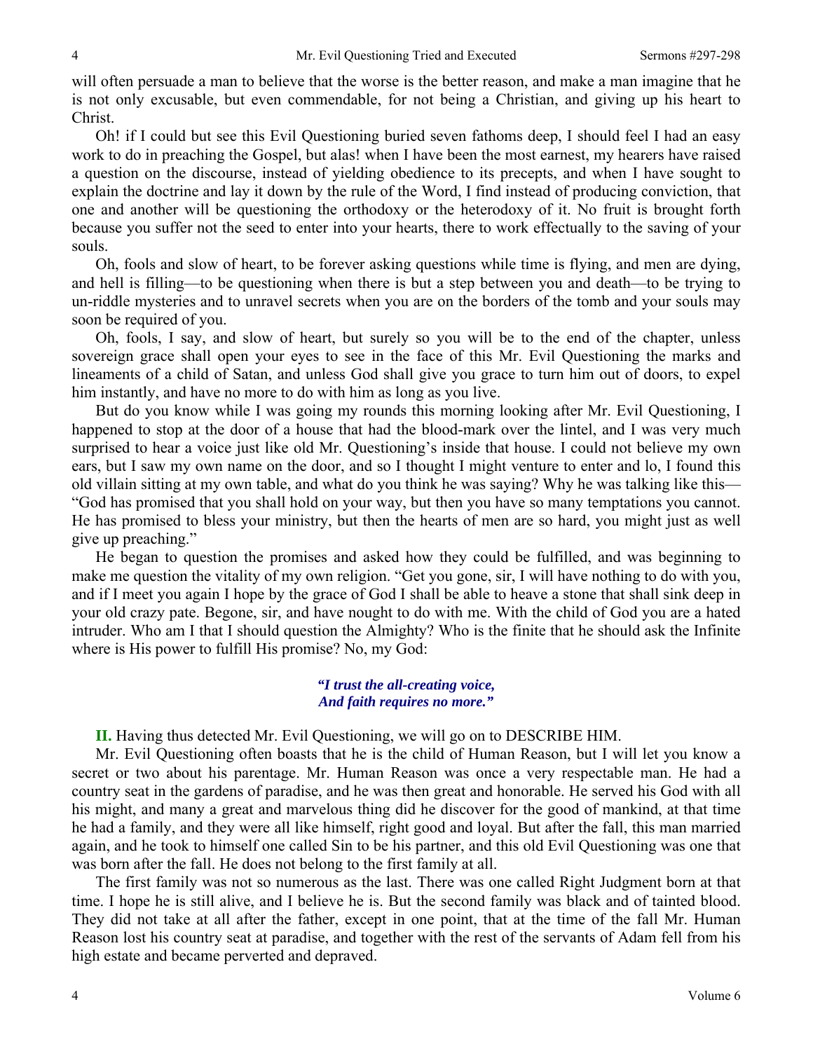will often persuade a man to believe that the worse is the better reason, and make a man imagine that he is not only excusable, but even commendable, for not being a Christian, and giving up his heart to Christ.

Oh! if I could but see this Evil Questioning buried seven fathoms deep, I should feel I had an easy work to do in preaching the Gospel, but alas! when I have been the most earnest, my hearers have raised a question on the discourse, instead of yielding obedience to its precepts, and when I have sought to explain the doctrine and lay it down by the rule of the Word, I find instead of producing conviction, that one and another will be questioning the orthodoxy or the heterodoxy of it. No fruit is brought forth because you suffer not the seed to enter into your hearts, there to work effectually to the saving of your souls.

Oh, fools and slow of heart, to be forever asking questions while time is flying, and men are dying, and hell is filling—to be questioning when there is but a step between you and death—to be trying to un-riddle mysteries and to unravel secrets when you are on the borders of the tomb and your souls may soon be required of you.

Oh, fools, I say, and slow of heart, but surely so you will be to the end of the chapter, unless sovereign grace shall open your eyes to see in the face of this Mr. Evil Questioning the marks and lineaments of a child of Satan, and unless God shall give you grace to turn him out of doors, to expel him instantly, and have no more to do with him as long as you live.

But do you know while I was going my rounds this morning looking after Mr. Evil Questioning, I happened to stop at the door of a house that had the blood-mark over the lintel, and I was very much surprised to hear a voice just like old Mr. Questioning's inside that house. I could not believe my own ears, but I saw my own name on the door, and so I thought I might venture to enter and lo, I found this old villain sitting at my own table, and what do you think he was saying? Why he was talking like this—"God has promised that you shall hold on your way, but then you have so many temptations you cannot. He has promised to bless your ministry, but then the hearts of men are so hard, you might just as well give up preaching."

He began to question the promises and asked how they could be fulfilled, and was beginning to make me question the vitality of my own religion. "Get you gone, sir, I will have nothing to do with you, and if I meet you again I hope by the grace of God I shall be able to heave a stone that shall sink deep in your old crazy pate. Begone, sir, and have nought to do with me. With the child of God you are a hated intruder. Who am I that I should question the Almighty? Who is the finite that he should ask the Infinite where is His power to fulfill His promise? No, my God:

> ***"I trust the all-creating voice,***
> ***And faith requires no more."***

**II.** Having thus detected Mr. Evil Questioning, we will go on to DESCRIBE HIM.

Mr. Evil Questioning often boasts that he is the child of Human Reason, but I will let you know a secret or two about his parentage. Mr. Human Reason was once a very respectable man. He had a country seat in the gardens of paradise, and he was then great and honorable. He served his God with all his might, and many a great and marvelous thing did he discover for the good of mankind, at that time he had a family, and they were all like himself, right good and loyal. But after the fall, this man married again, and he took to himself one called Sin to be his partner, and this old Evil Questioning was one that was born after the fall. He does not belong to the first family at all.

The first family was not so numerous as the last. There was one called Right Judgment born at that time. I hope he is still alive, and I believe he is. But the second family was black and of tainted blood. They did not take at all after the father, except in one point, that at the time of the fall Mr. Human Reason lost his country seat at paradise, and together with the rest of the servants of Adam fell from his high estate and became perverted and depraved.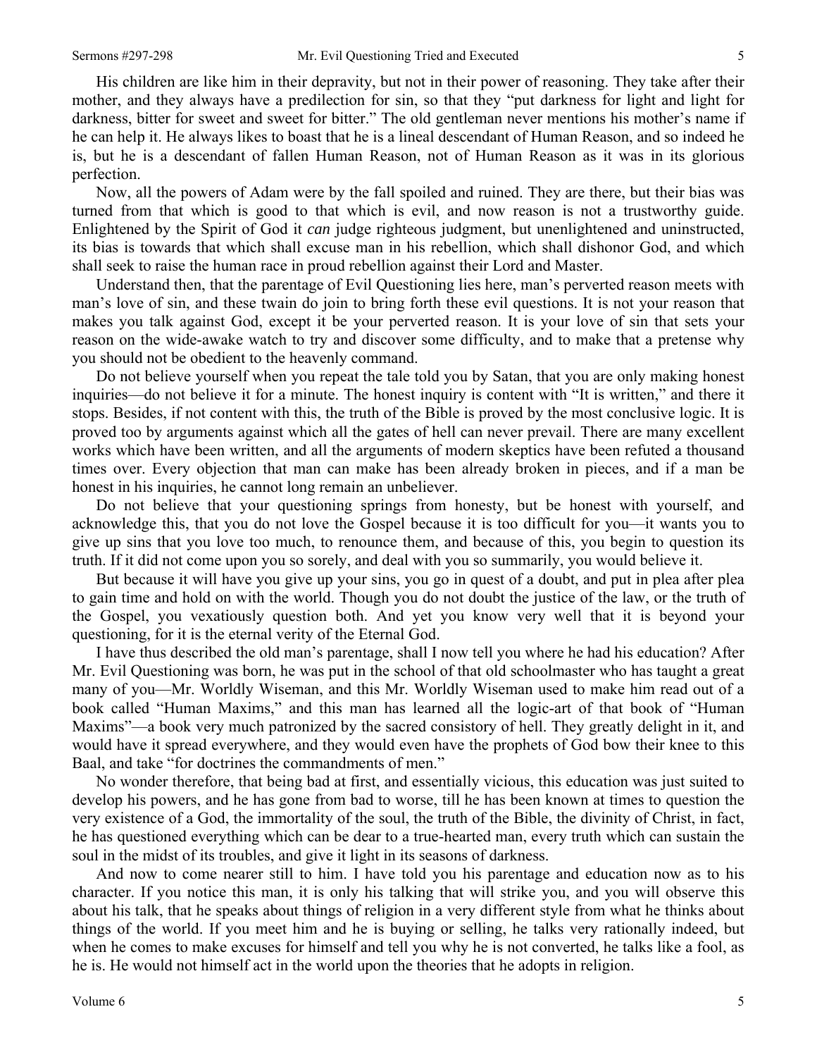His children are like him in their depravity, but not in their power of reasoning. They take after their mother, and they always have a predilection for sin, so that they "put darkness for light and light for darkness, bitter for sweet and sweet for bitter." The old gentleman never mentions his mother's name if he can help it. He always likes to boast that he is a lineal descendant of Human Reason, and so indeed he is, but he is a descendant of fallen Human Reason, not of Human Reason as it was in its glorious perfection.

Now, all the powers of Adam were by the fall spoiled and ruined. They are there, but their bias was turned from that which is good to that which is evil, and now reason is not a trustworthy guide. Enlightened by the Spirit of God it *can* judge righteous judgment, but unenlightened and uninstructed, its bias is towards that which shall excuse man in his rebellion, which shall dishonor God, and which shall seek to raise the human race in proud rebellion against their Lord and Master.

Understand then, that the parentage of Evil Questioning lies here, man's perverted reason meets with man's love of sin, and these twain do join to bring forth these evil questions. It is not your reason that makes you talk against God, except it be your perverted reason. It is your love of sin that sets your reason on the wide-awake watch to try and discover some difficulty, and to make that a pretense why you should not be obedient to the heavenly command.

Do not believe yourself when you repeat the tale told you by Satan, that you are only making honest inquiries—do not believe it for a minute. The honest inquiry is content with "It is written," and there it stops. Besides, if not content with this, the truth of the Bible is proved by the most conclusive logic. It is proved too by arguments against which all the gates of hell can never prevail. There are many excellent works which have been written, and all the arguments of modern skeptics have been refuted a thousand times over. Every objection that man can make has been already broken in pieces, and if a man be honest in his inquiries, he cannot long remain an unbeliever.

Do not believe that your questioning springs from honesty, but be honest with yourself, and acknowledge this, that you do not love the Gospel because it is too difficult for you—it wants you to give up sins that you love too much, to renounce them, and because of this, you begin to question its truth. If it did not come upon you so sorely, and deal with you so summarily, you would believe it.

But because it will have you give up your sins, you go in quest of a doubt, and put in plea after plea to gain time and hold on with the world. Though you do not doubt the justice of the law, or the truth of the Gospel, you vexatiously question both. And yet you know very well that it is beyond your questioning, for it is the eternal verity of the Eternal God.

I have thus described the old man's parentage, shall I now tell you where he had his education? After Mr. Evil Questioning was born, he was put in the school of that old schoolmaster who has taught a great many of you—Mr. Worldly Wiseman, and this Mr. Worldly Wiseman used to make him read out of a book called "Human Maxims," and this man has learned all the logic-art of that book of "Human Maxims"—a book very much patronized by the sacred consistory of hell. They greatly delight in it, and would have it spread everywhere, and they would even have the prophets of God bow their knee to this Baal, and take "for doctrines the commandments of men."

No wonder therefore, that being bad at first, and essentially vicious, this education was just suited to develop his powers, and he has gone from bad to worse, till he has been known at times to question the very existence of a God, the immortality of the soul, the truth of the Bible, the divinity of Christ, in fact, he has questioned everything which can be dear to a true-hearted man, every truth which can sustain the soul in the midst of its troubles, and give it light in its seasons of darkness.

And now to come nearer still to him. I have told you his parentage and education now as to his character. If you notice this man, it is only his talking that will strike you, and you will observe this about his talk, that he speaks about things of religion in a very different style from what he thinks about things of the world. If you meet him and he is buying or selling, he talks very rationally indeed, but when he comes to make excuses for himself and tell you why he is not converted, he talks like a fool, as he is. He would not himself act in the world upon the theories that he adopts in religion.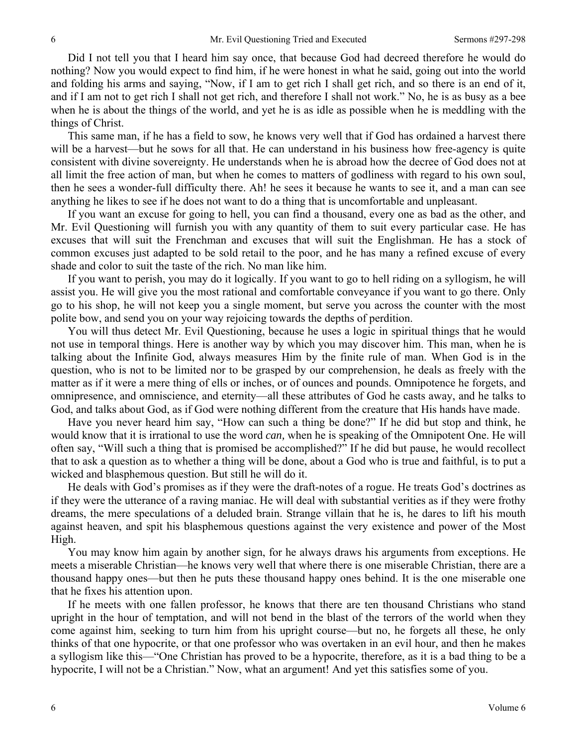Did I not tell you that I heard him say once, that because God had decreed therefore he would do nothing? Now you would expect to find him, if he were honest in what he said, going out into the world and folding his arms and saying, "Now, if I am to get rich I shall get rich, and so there is an end of it, and if I am not to get rich I shall not get rich, and therefore I shall not work." No, he is as busy as a bee when he is about the things of the world, and yet he is as idle as possible when he is meddling with the things of Christ.

This same man, if he has a field to sow, he knows very well that if God has ordained a harvest there will be a harvest—but he sows for all that. He can understand in his business how free-agency is quite consistent with divine sovereignty. He understands when he is abroad how the decree of God does not at all limit the free action of man, but when he comes to matters of godliness with regard to his own soul, then he sees a wonder-full difficulty there. Ah! he sees it because he wants to see it, and a man can see anything he likes to see if he does not want to do a thing that is uncomfortable and unpleasant.

If you want an excuse for going to hell, you can find a thousand, every one as bad as the other, and Mr. Evil Questioning will furnish you with any quantity of them to suit every particular case. He has excuses that will suit the Frenchman and excuses that will suit the Englishman. He has a stock of common excuses just adapted to be sold retail to the poor, and he has many a refined excuse of every shade and color to suit the taste of the rich. No man like him.

If you want to perish, you may do it logically. If you want to go to hell riding on a syllogism, he will assist you. He will give you the most rational and comfortable conveyance if you want to go there. Only go to his shop, he will not keep you a single moment, but serve you across the counter with the most polite bow, and send you on your way rejoicing towards the depths of perdition.

You will thus detect Mr. Evil Questioning, because he uses a logic in spiritual things that he would not use in temporal things. Here is another way by which you may discover him. This man, when he is talking about the Infinite God, always measures Him by the finite rule of man. When God is in the question, who is not to be limited nor to be grasped by our comprehension, he deals as freely with the matter as if it were a mere thing of ells or inches, or of ounces and pounds. Omnipotence he forgets, and omnipresence, and omniscience, and eternity—all these attributes of God he casts away, and he talks to God, and talks about God, as if God were nothing different from the creature that His hands have made.

Have you never heard him say, "How can such a thing be done?" If he did but stop and think, he would know that it is irrational to use the word *can,* when he is speaking of the Omnipotent One. He will often say, "Will such a thing that is promised be accomplished?" If he did but pause, he would recollect that to ask a question as to whether a thing will be done, about a God who is true and faithful, is to put a wicked and blasphemous question. But still he will do it.

He deals with God's promises as if they were the draft-notes of a rogue. He treats God's doctrines as if they were the utterance of a raving maniac. He will deal with substantial verities as if they were frothy dreams, the mere speculations of a deluded brain. Strange villain that he is, he dares to lift his mouth against heaven, and spit his blasphemous questions against the very existence and power of the Most High.

You may know him again by another sign, for he always draws his arguments from exceptions. He meets a miserable Christian—he knows very well that where there is one miserable Christian, there are a thousand happy ones—but then he puts these thousand happy ones behind. It is the one miserable one that he fixes his attention upon.

If he meets with one fallen professor, he knows that there are ten thousand Christians who stand upright in the hour of temptation, and will not bend in the blast of the terrors of the world when they come against him, seeking to turn him from his upright course—but no, he forgets all these, he only thinks of that one hypocrite, or that one professor who was overtaken in an evil hour, and then he makes a syllogism like this—"One Christian has proved to be a hypocrite, therefore, as it is a bad thing to be a hypocrite, I will not be a Christian." Now, what an argument! And yet this satisfies some of you.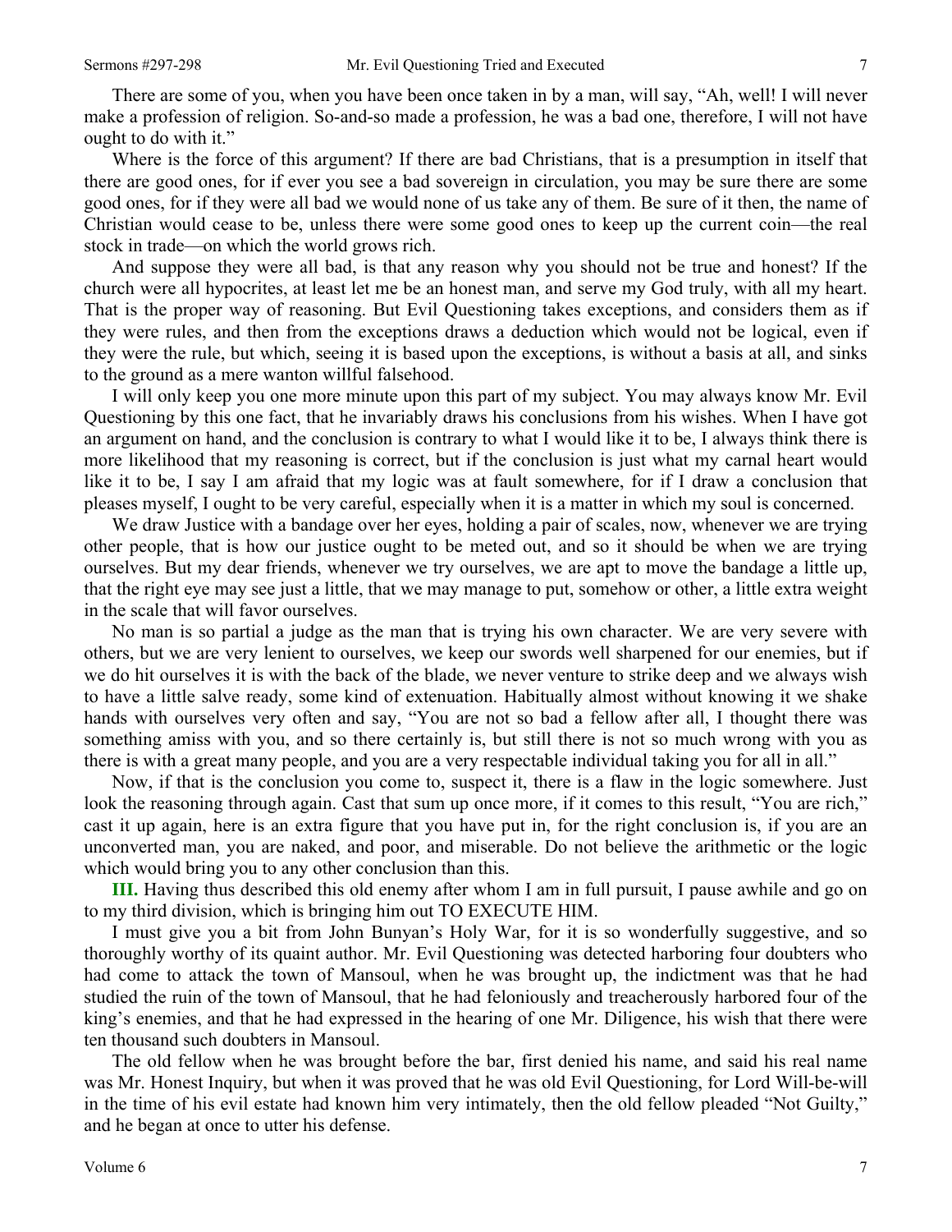There are some of you, when you have been once taken in by a man, will say, "Ah, well! I will never make a profession of religion. So-and-so made a profession, he was a bad one, therefore, I will not have ought to do with it."

Where is the force of this argument? If there are bad Christians, that is a presumption in itself that there are good ones, for if ever you see a bad sovereign in circulation, you may be sure there are some good ones, for if they were all bad we would none of us take any of them. Be sure of it then, the name of Christian would cease to be, unless there were some good ones to keep up the current coin—the real stock in trade—on which the world grows rich.

And suppose they were all bad, is that any reason why you should not be true and honest? If the church were all hypocrites, at least let me be an honest man, and serve my God truly, with all my heart. That is the proper way of reasoning. But Evil Questioning takes exceptions, and considers them as if they were rules, and then from the exceptions draws a deduction which would not be logical, even if they were the rule, but which, seeing it is based upon the exceptions, is without a basis at all, and sinks to the ground as a mere wanton willful falsehood.

I will only keep you one more minute upon this part of my subject. You may always know Mr. Evil Questioning by this one fact, that he invariably draws his conclusions from his wishes. When I have got an argument on hand, and the conclusion is contrary to what I would like it to be, I always think there is more likelihood that my reasoning is correct, but if the conclusion is just what my carnal heart would like it to be, I say I am afraid that my logic was at fault somewhere, for if I draw a conclusion that pleases myself, I ought to be very careful, especially when it is a matter in which my soul is concerned.

We draw Justice with a bandage over her eyes, holding a pair of scales, now, whenever we are trying other people, that is how our justice ought to be meted out, and so it should be when we are trying ourselves. But my dear friends, whenever we try ourselves, we are apt to move the bandage a little up, that the right eye may see just a little, that we may manage to put, somehow or other, a little extra weight in the scale that will favor ourselves.

No man is so partial a judge as the man that is trying his own character. We are very severe with others, but we are very lenient to ourselves, we keep our swords well sharpened for our enemies, but if we do hit ourselves it is with the back of the blade, we never venture to strike deep and we always wish to have a little salve ready, some kind of extenuation. Habitually almost without knowing it we shake hands with ourselves very often and say, "You are not so bad a fellow after all, I thought there was something amiss with you, and so there certainly is, but still there is not so much wrong with you as there is with a great many people, and you are a very respectable individual taking you for all in all."

Now, if that is the conclusion you come to, suspect it, there is a flaw in the logic somewhere. Just look the reasoning through again. Cast that sum up once more, if it comes to this result, "You are rich," cast it up again, here is an extra figure that you have put in, for the right conclusion is, if you are an unconverted man, you are naked, and poor, and miserable. Do not believe the arithmetic or the logic which would bring you to any other conclusion than this.

**III.** Having thus described this old enemy after whom I am in full pursuit, I pause awhile and go on to my third division, which is bringing him out TO EXECUTE HIM.

I must give you a bit from John Bunyan's Holy War, for it is so wonderfully suggestive, and so thoroughly worthy of its quaint author. Mr. Evil Questioning was detected harboring four doubters who had come to attack the town of Mansoul, when he was brought up, the indictment was that he had studied the ruin of the town of Mansoul, that he had feloniously and treacherously harbored four of the king's enemies, and that he had expressed in the hearing of one Mr. Diligence, his wish that there were ten thousand such doubters in Mansoul.

The old fellow when he was brought before the bar, first denied his name, and said his real name was Mr. Honest Inquiry, but when it was proved that he was old Evil Questioning, for Lord Will-be-will in the time of his evil estate had known him very intimately, then the old fellow pleaded "Not Guilty," and he began at once to utter his defense.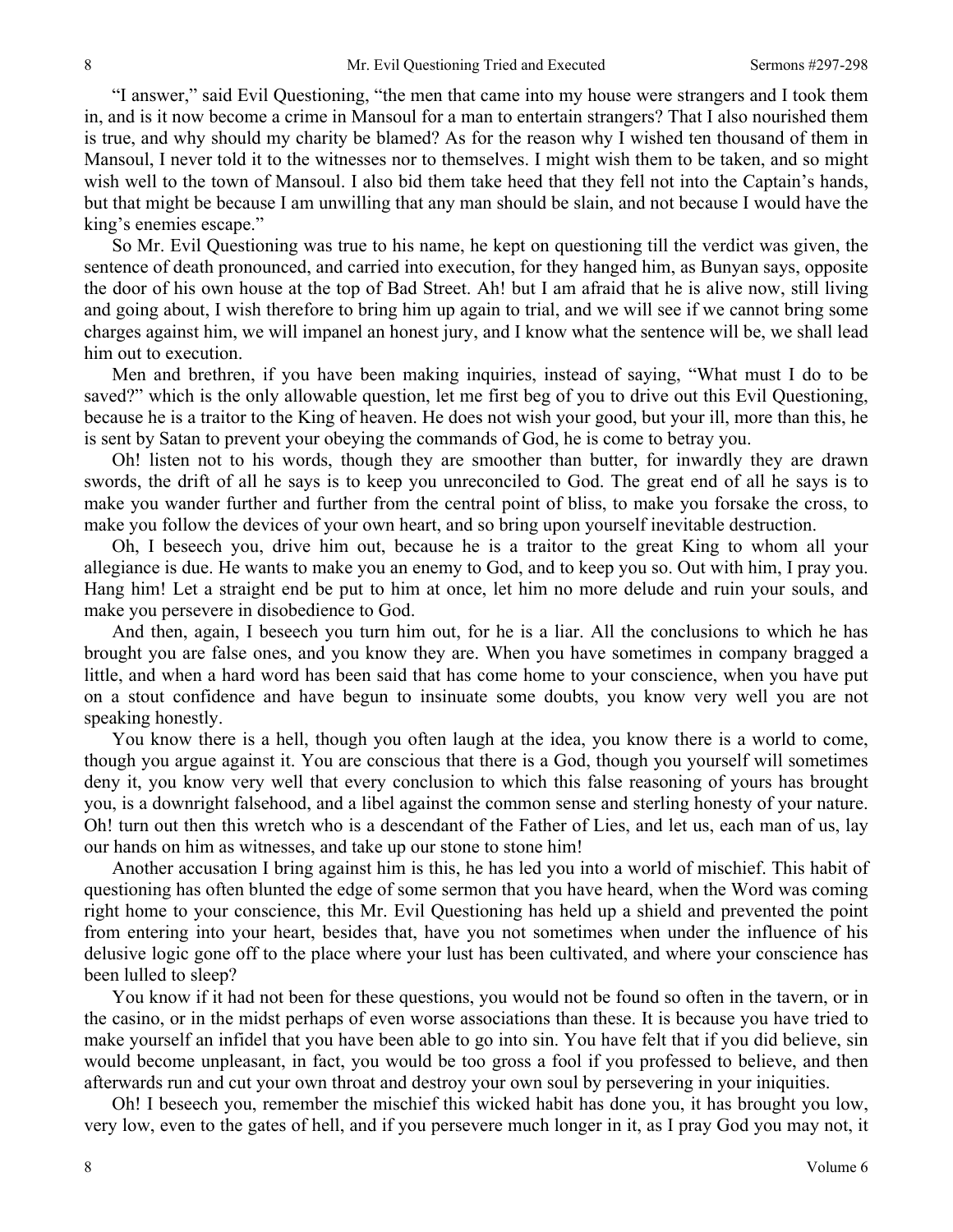"I answer," said Evil Questioning, "the men that came into my house were strangers and I took them in, and is it now become a crime in Mansoul for a man to entertain strangers? That I also nourished them is true, and why should my charity be blamed? As for the reason why I wished ten thousand of them in Mansoul, I never told it to the witnesses nor to themselves. I might wish them to be taken, and so might wish well to the town of Mansoul. I also bid them take heed that they fell not into the Captain's hands, but that might be because I am unwilling that any man should be slain, and not because I would have the king's enemies escape."

So Mr. Evil Questioning was true to his name, he kept on questioning till the verdict was given, the sentence of death pronounced, and carried into execution, for they hanged him, as Bunyan says, opposite the door of his own house at the top of Bad Street. Ah! but I am afraid that he is alive now, still living and going about, I wish therefore to bring him up again to trial, and we will see if we cannot bring some charges against him, we will impanel an honest jury, and I know what the sentence will be, we shall lead him out to execution.

Men and brethren, if you have been making inquiries, instead of saying, "What must I do to be saved?" which is the only allowable question, let me first beg of you to drive out this Evil Questioning, because he is a traitor to the King of heaven. He does not wish your good, but your ill, more than this, he is sent by Satan to prevent your obeying the commands of God, he is come to betray you.

Oh! listen not to his words, though they are smoother than butter, for inwardly they are drawn swords, the drift of all he says is to keep you unreconciled to God. The great end of all he says is to make you wander further and further from the central point of bliss, to make you forsake the cross, to make you follow the devices of your own heart, and so bring upon yourself inevitable destruction.

Oh, I beseech you, drive him out, because he is a traitor to the great King to whom all your allegiance is due. He wants to make you an enemy to God, and to keep you so. Out with him, I pray you. Hang him! Let a straight end be put to him at once, let him no more delude and ruin your souls, and make you persevere in disobedience to God.

And then, again, I beseech you turn him out, for he is a liar. All the conclusions to which he has brought you are false ones, and you know they are. When you have sometimes in company bragged a little, and when a hard word has been said that has come home to your conscience, when you have put on a stout confidence and have begun to insinuate some doubts, you know very well you are not speaking honestly.

You know there is a hell, though you often laugh at the idea, you know there is a world to come, though you argue against it. You are conscious that there is a God, though you yourself will sometimes deny it, you know very well that every conclusion to which this false reasoning of yours has brought you, is a downright falsehood, and a libel against the common sense and sterling honesty of your nature. Oh! turn out then this wretch who is a descendant of the Father of Lies, and let us, each man of us, lay our hands on him as witnesses, and take up our stone to stone him!

Another accusation I bring against him is this, he has led you into a world of mischief. This habit of questioning has often blunted the edge of some sermon that you have heard, when the Word was coming right home to your conscience, this Mr. Evil Questioning has held up a shield and prevented the point from entering into your heart, besides that, have you not sometimes when under the influence of his delusive logic gone off to the place where your lust has been cultivated, and where your conscience has been lulled to sleep?

You know if it had not been for these questions, you would not be found so often in the tavern, or in the casino, or in the midst perhaps of even worse associations than these. It is because you have tried to make yourself an infidel that you have been able to go into sin. You have felt that if you did believe, sin would become unpleasant, in fact, you would be too gross a fool if you professed to believe, and then afterwards run and cut your own throat and destroy your own soul by persevering in your iniquities.

Oh! I beseech you, remember the mischief this wicked habit has done you, it has brought you low, very low, even to the gates of hell, and if you persevere much longer in it, as I pray God you may not, it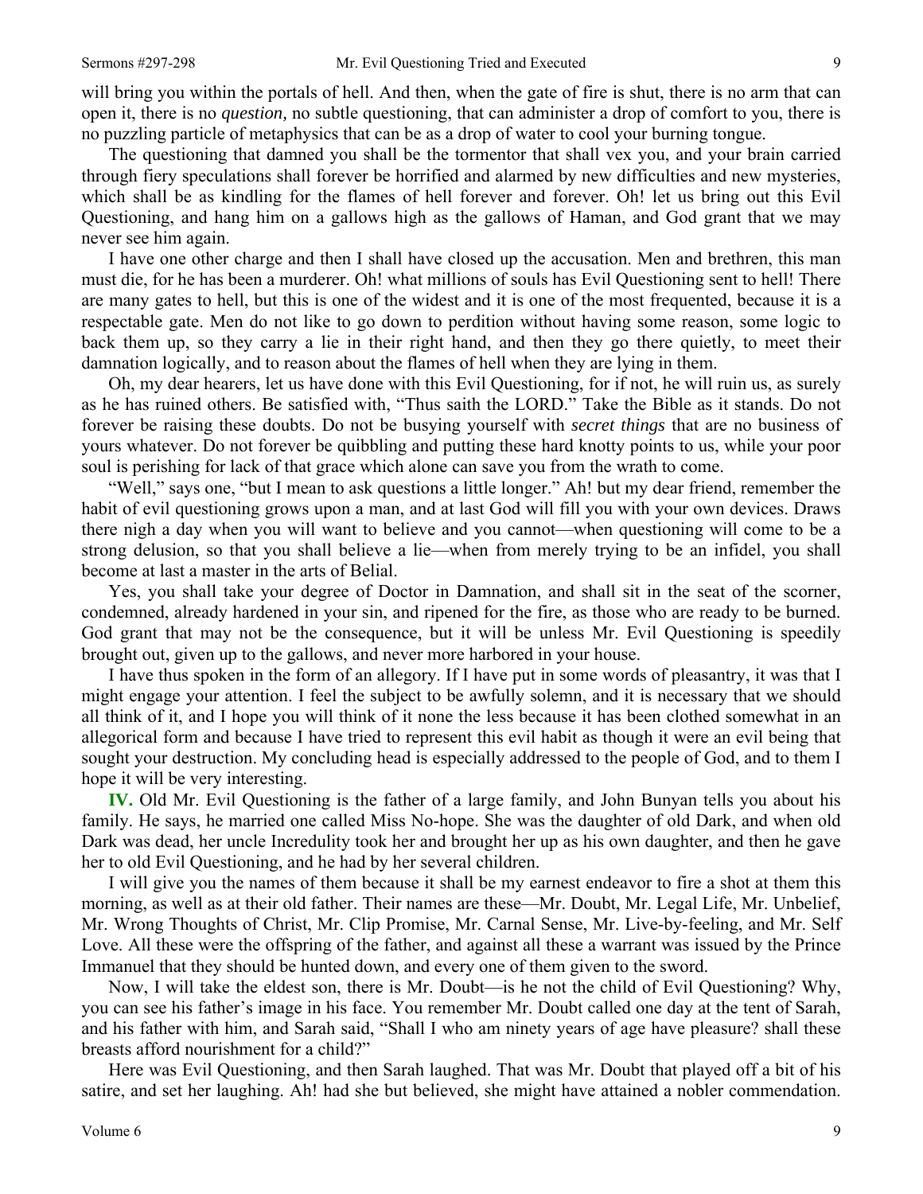will bring you within the portals of hell. And then, when the gate of fire is shut, there is no arm that can open it, there is no *question,* no subtle questioning, that can administer a drop of comfort to you, there is no puzzling particle of metaphysics that can be as a drop of water to cool your burning tongue.

The questioning that damned you shall be the tormentor that shall vex you, and your brain carried through fiery speculations shall forever be horrified and alarmed by new difficulties and new mysteries, which shall be as kindling for the flames of hell forever and forever. Oh! let us bring out this Evil Questioning, and hang him on a gallows high as the gallows of Haman, and God grant that we may never see him again.

I have one other charge and then I shall have closed up the accusation. Men and brethren, this man must die, for he has been a murderer. Oh! what millions of souls has Evil Questioning sent to hell! There are many gates to hell, but this is one of the widest and it is one of the most frequented, because it is a respectable gate. Men do not like to go down to perdition without having some reason, some logic to back them up, so they carry a lie in their right hand, and then they go there quietly, to meet their damnation logically, and to reason about the flames of hell when they are lying in them.

Oh, my dear hearers, let us have done with this Evil Questioning, for if not, he will ruin us, as surely as he has ruined others. Be satisfied with, "Thus saith the LORD." Take the Bible as it stands. Do not forever be raising these doubts. Do not be busying yourself with *secret things* that are no business of yours whatever. Do not forever be quibbling and putting these hard knotty points to us, while your poor soul is perishing for lack of that grace which alone can save you from the wrath to come.

"Well," says one, "but I mean to ask questions a little longer." Ah! but my dear friend, remember the habit of evil questioning grows upon a man, and at last God will fill you with your own devices. Draws there nigh a day when you will want to believe and you cannot—when questioning will come to be a strong delusion, so that you shall believe a lie—when from merely trying to be an infidel, you shall become at last a master in the arts of Belial.

Yes, you shall take your degree of Doctor in Damnation, and shall sit in the seat of the scorner, condemned, already hardened in your sin, and ripened for the fire, as those who are ready to be burned. God grant that may not be the consequence, but it will be unless Mr. Evil Questioning is speedily brought out, given up to the gallows, and never more harbored in your house.

I have thus spoken in the form of an allegory. If I have put in some words of pleasantry, it was that I might engage your attention. I feel the subject to be awfully solemn, and it is necessary that we should all think of it, and I hope you will think of it none the less because it has been clothed somewhat in an allegorical form and because I have tried to represent this evil habit as though it were an evil being that sought your destruction. My concluding head is especially addressed to the people of God, and to them I hope it will be very interesting.

**IV.** Old Mr. Evil Questioning is the father of a large family, and John Bunyan tells you about his family. He says, he married one called Miss No-hope. She was the daughter of old Dark, and when old Dark was dead, her uncle Incredulity took her and brought her up as his own daughter, and then he gave her to old Evil Questioning, and he had by her several children.

I will give you the names of them because it shall be my earnest endeavor to fire a shot at them this morning, as well as at their old father. Their names are these—Mr. Doubt, Mr. Legal Life, Mr. Unbelief, Mr. Wrong Thoughts of Christ, Mr. Clip Promise, Mr. Carnal Sense, Mr. Live-by-feeling, and Mr. Self Love. All these were the offspring of the father, and against all these a warrant was issued by the Prince Immanuel that they should be hunted down, and every one of them given to the sword.

Now, I will take the eldest son, there is Mr. Doubt—is he not the child of Evil Questioning? Why, you can see his father's image in his face. You remember Mr. Doubt called one day at the tent of Sarah, and his father with him, and Sarah said, "Shall I who am ninety years of age have pleasure? shall these breasts afford nourishment for a child?"

Here was Evil Questioning, and then Sarah laughed. That was Mr. Doubt that played off a bit of his satire, and set her laughing. Ah! had she but believed, she might have attained a nobler commendation.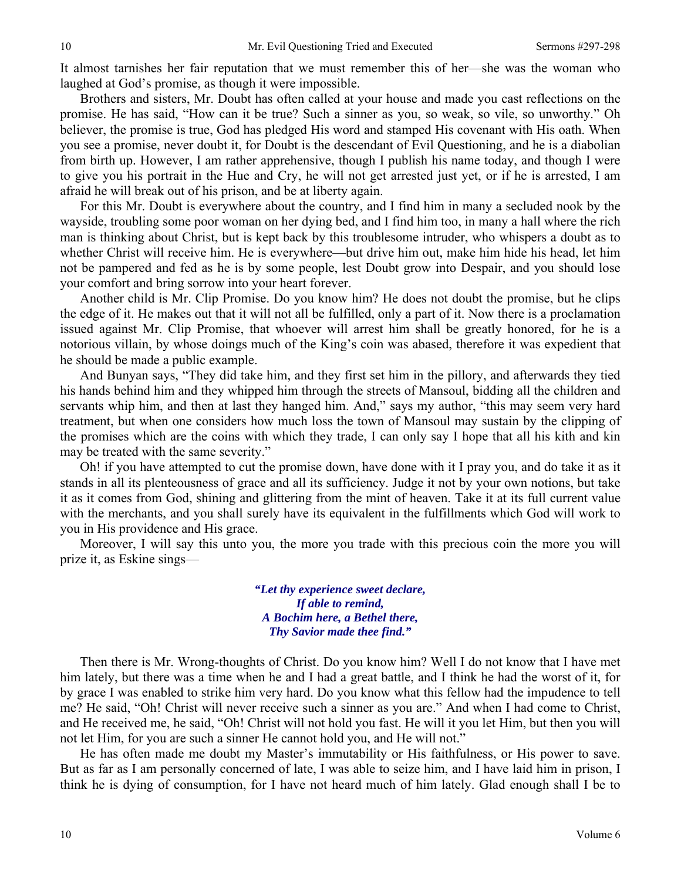It almost tarnishes her fair reputation that we must remember this of her—she was the woman who laughed at God's promise, as though it were impossible.

Brothers and sisters, Mr. Doubt has often called at your house and made you cast reflections on the promise. He has said, "How can it be true? Such a sinner as you, so weak, so vile, so unworthy." Oh believer, the promise is true, God has pledged His word and stamped His covenant with His oath. When you see a promise, never doubt it, for Doubt is the descendant of Evil Questioning, and he is a diabolian from birth up. However, I am rather apprehensive, though I publish his name today, and though I were to give you his portrait in the Hue and Cry, he will not get arrested just yet, or if he is arrested, I am afraid he will break out of his prison, and be at liberty again.

For this Mr. Doubt is everywhere about the country, and I find him in many a secluded nook by the wayside, troubling some poor woman on her dying bed, and I find him too, in many a hall where the rich man is thinking about Christ, but is kept back by this troublesome intruder, who whispers a doubt as to whether Christ will receive him. He is everywhere—but drive him out, make him hide his head, let him not be pampered and fed as he is by some people, lest Doubt grow into Despair, and you should lose your comfort and bring sorrow into your heart forever.

Another child is Mr. Clip Promise. Do you know him? He does not doubt the promise, but he clips the edge of it. He makes out that it will not all be fulfilled, only a part of it. Now there is a proclamation issued against Mr. Clip Promise, that whoever will arrest him shall be greatly honored, for he is a notorious villain, by whose doings much of the King's coin was abased, therefore it was expedient that he should be made a public example.

And Bunyan says, "They did take him, and they first set him in the pillory, and afterwards they tied his hands behind him and they whipped him through the streets of Mansoul, bidding all the children and servants whip him, and then at last they hanged him. And," says my author, "this may seem very hard treatment, but when one considers how much loss the town of Mansoul may sustain by the clipping of the promises which are the coins with which they trade, I can only say I hope that all his kith and kin may be treated with the same severity."

Oh! if you have attempted to cut the promise down, have done with it I pray you, and do take it as it stands in all its plenteousness of grace and all its sufficiency. Judge it not by your own notions, but take it as it comes from God, shining and glittering from the mint of heaven. Take it at its full current value with the merchants, and you shall surely have its equivalent in the fulfillments which God will work to you in His providence and His grace.

Moreover, I will say this unto you, the more you trade with this precious coin the more you will prize it, as Eskine sings—

> ***"Let thy experience sweet declare,***
> ***If able to remind,***
> ***A Bochim here, a Bethel there,***
> ***Thy Savior made thee find."***

Then there is Mr. Wrong-thoughts of Christ. Do you know him? Well I do not know that I have met him lately, but there was a time when he and I had a great battle, and I think he had the worst of it, for by grace I was enabled to strike him very hard. Do you know what this fellow had the impudence to tell me? He said, "Oh! Christ will never receive such a sinner as you are." And when I had come to Christ, and He received me, he said, "Oh! Christ will not hold you fast. He will it you let Him, but then you will not let Him, for you are such a sinner He cannot hold you, and He will not."

He has often made me doubt my Master's immutability or His faithfulness, or His power to save. But as far as I am personally concerned of late, I was able to seize him, and I have laid him in prison, I think he is dying of consumption, for I have not heard much of him lately. Glad enough shall I be to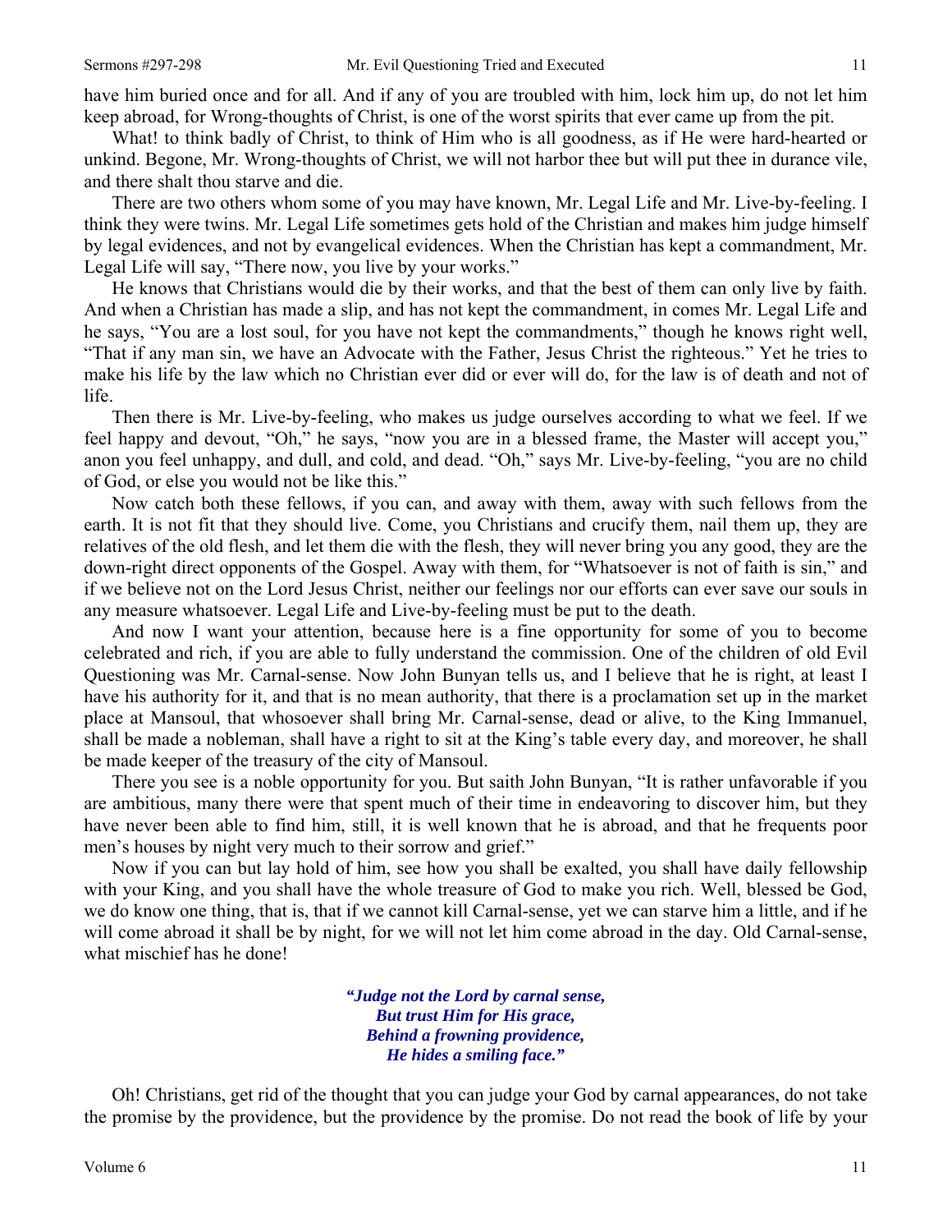have him buried once and for all. And if any of you are troubled with him, lock him up, do not let him keep abroad, for Wrong-thoughts of Christ, is one of the worst spirits that ever came up from the pit.

What! to think badly of Christ, to think of Him who is all goodness, as if He were hard-hearted or unkind. Begone, Mr. Wrong-thoughts of Christ, we will not harbor thee but will put thee in durance vile, and there shalt thou starve and die.

There are two others whom some of you may have known, Mr. Legal Life and Mr. Live-by-feeling. I think they were twins. Mr. Legal Life sometimes gets hold of the Christian and makes him judge himself by legal evidences, and not by evangelical evidences. When the Christian has kept a commandment, Mr. Legal Life will say, "There now, you live by your works."

He knows that Christians would die by their works, and that the best of them can only live by faith. And when a Christian has made a slip, and has not kept the commandment, in comes Mr. Legal Life and he says, "You are a lost soul, for you have not kept the commandments," though he knows right well, "That if any man sin, we have an Advocate with the Father, Jesus Christ the righteous." Yet he tries to make his life by the law which no Christian ever did or ever will do, for the law is of death and not of life.

Then there is Mr. Live-by-feeling, who makes us judge ourselves according to what we feel. If we feel happy and devout, "Oh," he says, "now you are in a blessed frame, the Master will accept you," anon you feel unhappy, and dull, and cold, and dead. "Oh," says Mr. Live-by-feeling, "you are no child of God, or else you would not be like this."

Now catch both these fellows, if you can, and away with them, away with such fellows from the earth. It is not fit that they should live. Come, you Christians and crucify them, nail them up, they are relatives of the old flesh, and let them die with the flesh, they will never bring you any good, they are the down-right direct opponents of the Gospel. Away with them, for "Whatsoever is not of faith is sin," and if we believe not on the Lord Jesus Christ, neither our feelings nor our efforts can ever save our souls in any measure whatsoever. Legal Life and Live-by-feeling must be put to the death.

And now I want your attention, because here is a fine opportunity for some of you to become celebrated and rich, if you are able to fully understand the commission. One of the children of old Evil Questioning was Mr. Carnal-sense. Now John Bunyan tells us, and I believe that he is right, at least I have his authority for it, and that is no mean authority, that there is a proclamation set up in the market place at Mansoul, that whosoever shall bring Mr. Carnal-sense, dead or alive, to the King Immanuel, shall be made a nobleman, shall have a right to sit at the King's table every day, and moreover, he shall be made keeper of the treasury of the city of Mansoul.

There you see is a noble opportunity for you. But saith John Bunyan, "It is rather unfavorable if you are ambitious, many there were that spent much of their time in endeavoring to discover him, but they have never been able to find him, still, it is well known that he is abroad, and that he frequents poor men's houses by night very much to their sorrow and grief."

Now if you can but lay hold of him, see how you shall be exalted, you shall have daily fellowship with your King, and you shall have the whole treasure of God to make you rich. Well, blessed be God, we do know one thing, that is, that if we cannot kill Carnal-sense, yet we can starve him a little, and if he will come abroad it shall be by night, for we will not let him come abroad in the day. Old Carnal-sense, what mischief has he done!

> ***"Judge not the Lord by carnal sense,***
> ***But trust Him for His grace,***
> ***Behind a frowning providence,***
> ***He hides a smiling face."***

Oh! Christians, get rid of the thought that you can judge your God by carnal appearances, do not take the promise by the providence, but the providence by the promise. Do not read the book of life by your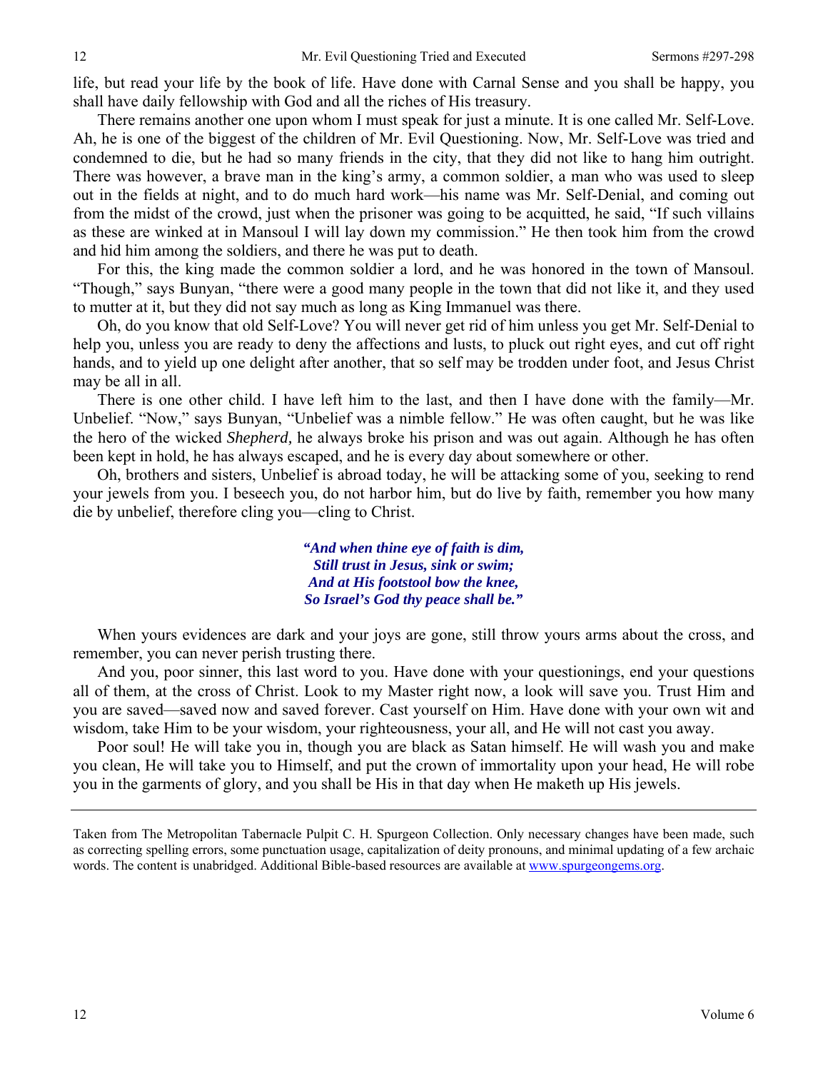life, but read your life by the book of life. Have done with Carnal Sense and you shall be happy, you shall have daily fellowship with God and all the riches of His treasury.

There remains another one upon whom I must speak for just a minute. It is one called Mr. Self-Love. Ah, he is one of the biggest of the children of Mr. Evil Questioning. Now, Mr. Self-Love was tried and condemned to die, but he had so many friends in the city, that they did not like to hang him outright. There was however, a brave man in the king's army, a common soldier, a man who was used to sleep out in the fields at night, and to do much hard work—his name was Mr. Self-Denial, and coming out from the midst of the crowd, just when the prisoner was going to be acquitted, he said, "If such villains as these are winked at in Mansoul I will lay down my commission." He then took him from the crowd and hid him among the soldiers, and there he was put to death.

For this, the king made the common soldier a lord, and he was honored in the town of Mansoul. "Though," says Bunyan, "there were a good many people in the town that did not like it, and they used to mutter at it, but they did not say much as long as King Immanuel was there.

Oh, do you know that old Self-Love? You will never get rid of him unless you get Mr. Self-Denial to help you, unless you are ready to deny the affections and lusts, to pluck out right eyes, and cut off right hands, and to yield up one delight after another, that so self may be trodden under foot, and Jesus Christ may be all in all.

There is one other child. I have left him to the last, and then I have done with the family—Mr. Unbelief. "Now," says Bunyan, "Unbelief was a nimble fellow." He was often caught, but he was like the hero of the wicked *Shepherd,* he always broke his prison and was out again. Although he has often been kept in hold, he has always escaped, and he is every day about somewhere or other.

Oh, brothers and sisters, Unbelief is abroad today, he will be attacking some of you, seeking to rend your jewels from you. I beseech you, do not harbor him, but do live by faith, remember you how many die by unbelief, therefore cling you—cling to Christ.

> ***"And when thine eye of faith is dim,***
> ***Still trust in Jesus, sink or swim;***
> ***And at His footstool bow the knee,***
> ***So Israel's God thy peace shall be."***

When yours evidences are dark and your joys are gone, still throw yours arms about the cross, and remember, you can never perish trusting there.

And you, poor sinner, this last word to you. Have done with your questionings, end your questions all of them, at the cross of Christ. Look to my Master right now, a look will save you. Trust Him and you are saved—saved now and saved forever. Cast yourself on Him. Have done with your own wit and wisdom, take Him to be your wisdom, your righteousness, your all, and He will not cast you away.

Poor soul! He will take you in, though you are black as Satan himself. He will wash you and make you clean, He will take you to Himself, and put the crown of immortality upon your head, He will robe you in the garments of glory, and you shall be His in that day when He maketh up His jewels.

---

Taken from The Metropolitan Tabernacle Pulpit C. H. Spurgeon Collection. Only necessary changes have been made, such as correcting spelling errors, some punctuation usage, capitalization of deity pronouns, and minimal updating of a few archaic words. The content is unabridged. Additional Bible-based resources are available at www.spurgeongems.org.